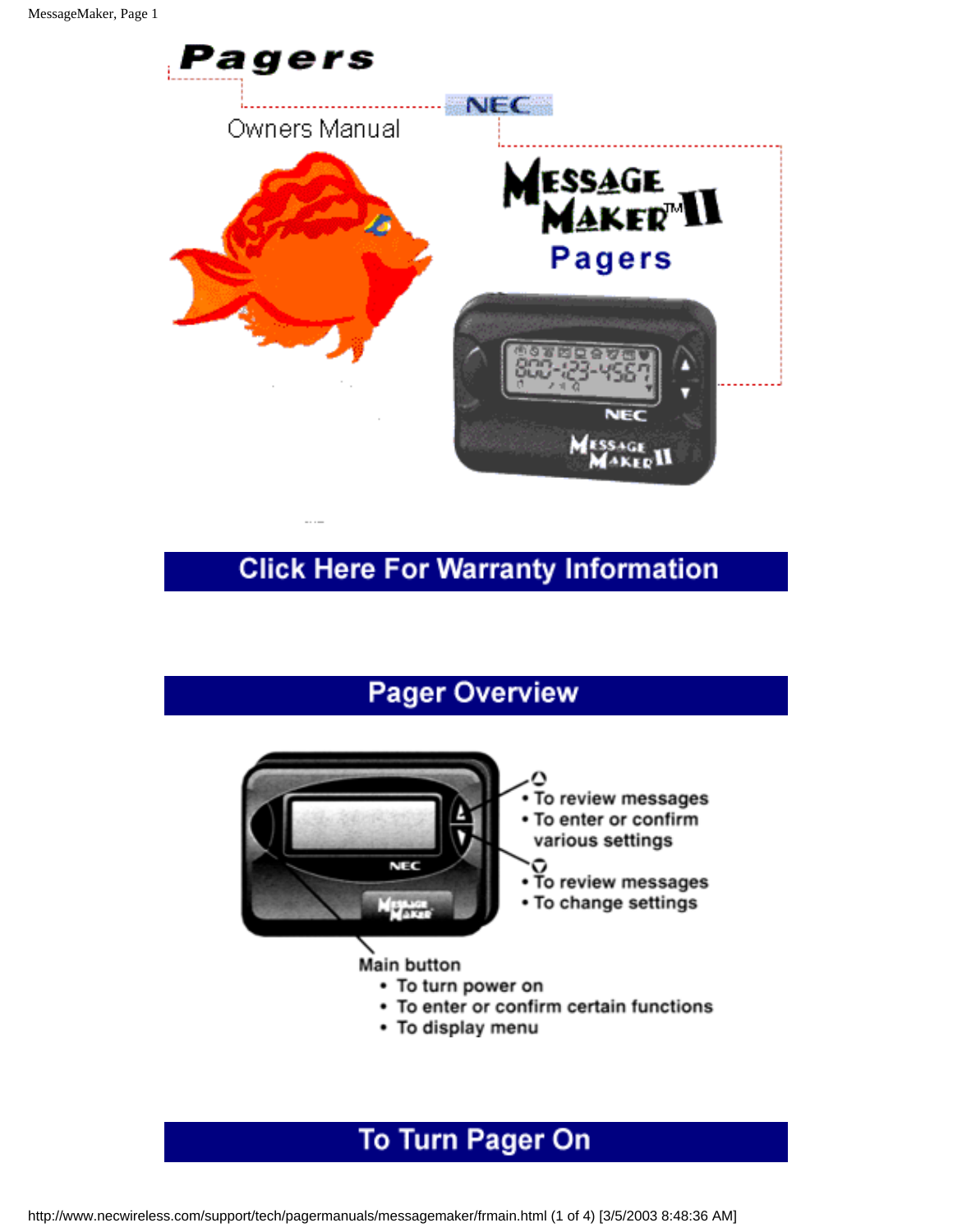# Pagers

NEC

Owners Manual

# Message Maker™ II Pagers

## Click Here For Warranty Information

## Pager Overview

▲
- To review messages
- To enter or confirm various settings

▼
- To review messages
- To change settings

Main button
- To turn power on
- To enter or confirm certain functions
- To display menu

## To Turn Pager On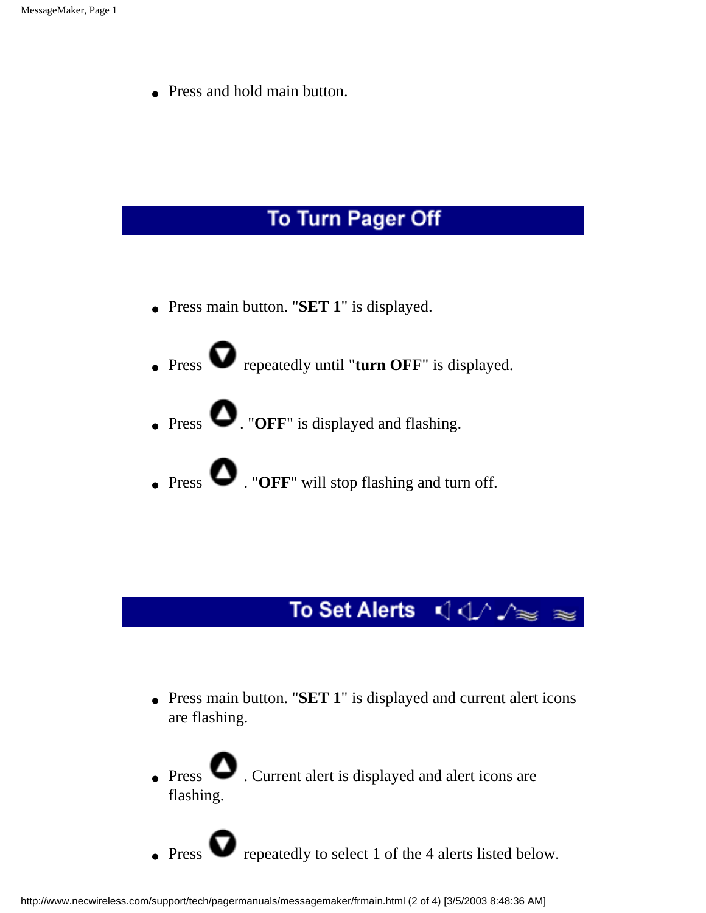- Press and hold main button.

## To Turn Pager Off

- Press main button. "**SET 1**" is displayed.
- Press ▼ repeatedly until "**turn OFF**" is displayed.
- Press ▲. "**OFF**" is displayed and flashing.
- Press ▲. "**OFF**" will stop flashing and turn off.

## To Set Alerts

- Press main button. "**SET 1**" is displayed and current alert icons are flashing.
- Press ▲. Current alert is displayed and alert icons are flashing.
- Press ▼ repeatedly to select 1 of the 4 alerts listed below.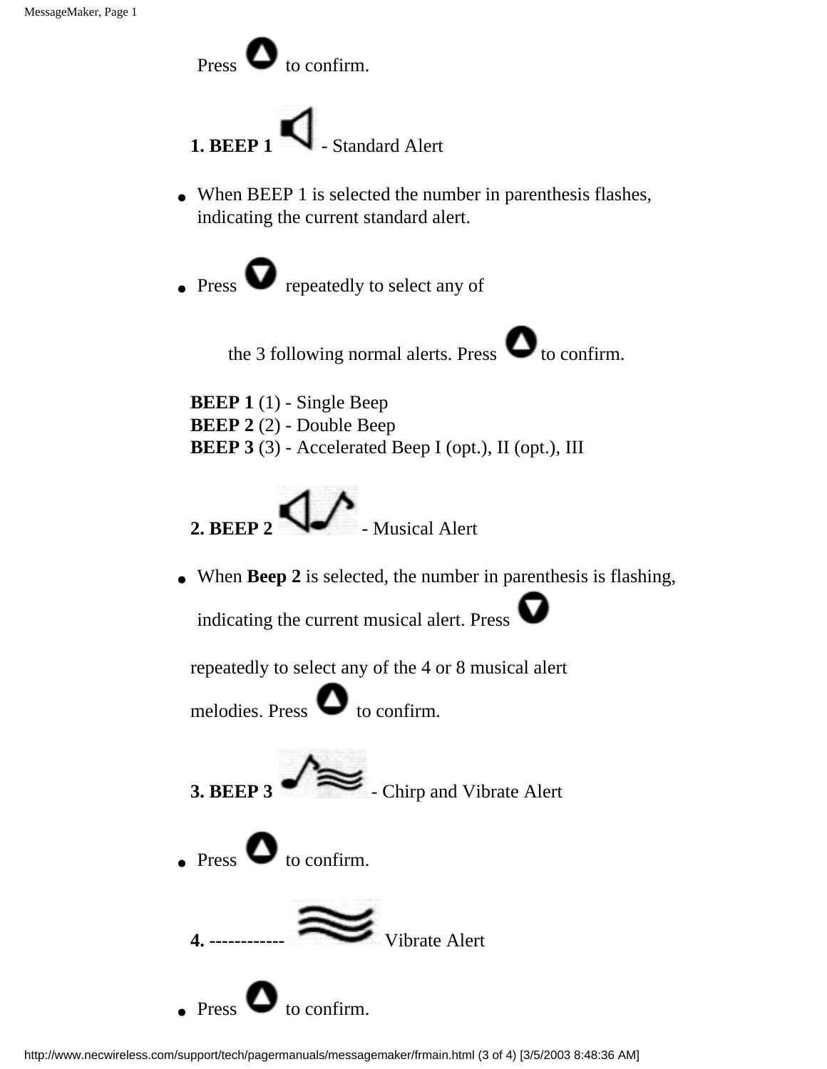Press to confirm.

**1. BEEP 1** - Standard Alert

- When BEEP 1 is selected the number in parenthesis flashes, indicating the current standard alert.
- Press repeatedly to select any of

  the 3 following normal alerts. Press to confirm.

**BEEP 1** (1) - Single Beep
**BEEP 2** (2) - Double Beep
**BEEP 3** (3) - Accelerated Beep I (opt.), II (opt.), III

**2. BEEP 2** - Musical Alert

- When **Beep 2** is selected, the number in parenthesis is flashing, indicating the current musical alert. Press

repeatedly to select any of the 4 or 8 musical alert melodies. Press to confirm.

**3. BEEP 3** - Chirp and Vibrate Alert

- Press to confirm.

**4. ------------** Vibrate Alert

- Press to confirm.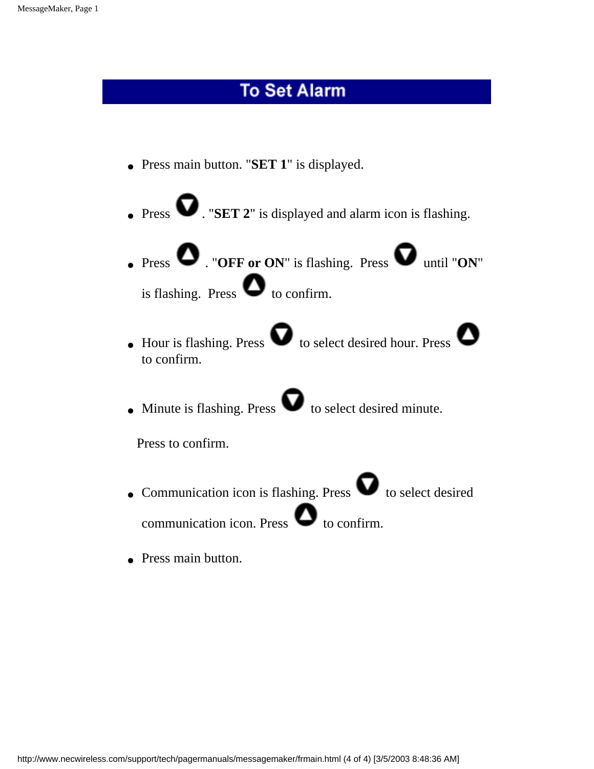# To Set Alarm

- Press main button. "**SET 1**" is displayed.
- Press ▼. "**SET 2**" is displayed and alarm icon is flashing.
- Press ▲. "**OFF or ON**" is flashing. Press ▼ until "**ON**" is flashing. Press ▲ to confirm.
- Hour is flashing. Press ▼ to select desired hour. Press ▲ to confirm.
- Minute is flashing. Press ▼ to select desired minute.

  Press to confirm.
- Communication icon is flashing. Press ▼ to select desired communication icon. Press ▲ to confirm.
- Press main button.